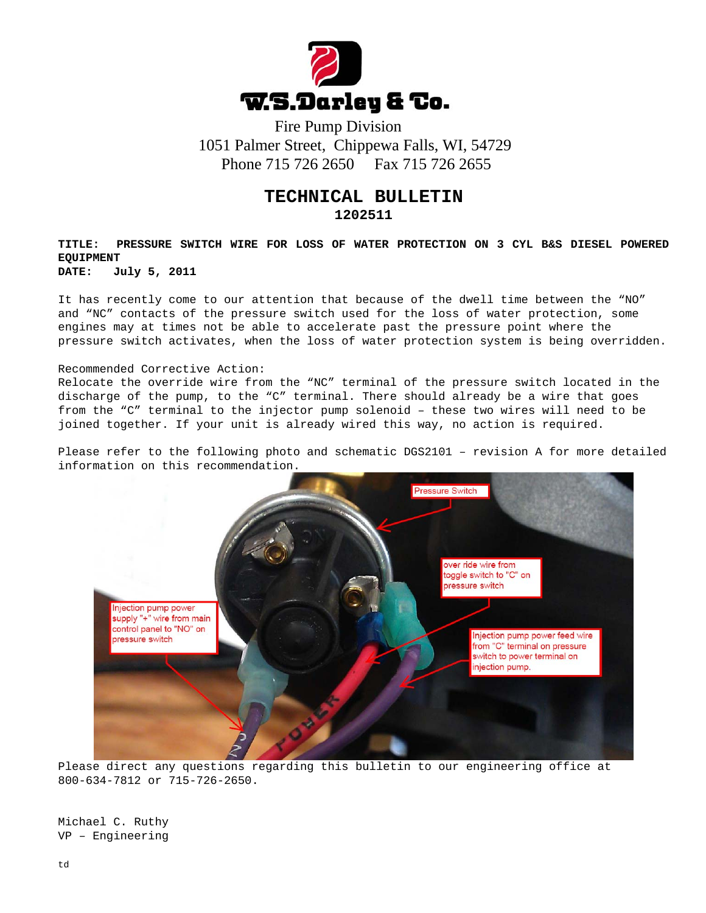**W.S.Darley & Co.**

Fire Pump Division
1051 Palmer Street, Chippewa Falls, WI, 54729
Phone 715 726 2650 Fax 715 726 2655

# TECHNICAL BULLETIN

## 1202511

**TITLE: PRESSURE SWITCH WIRE FOR LOSS OF WATER PROTECTION ON 3 CYL B&S DIESEL POWERED EQUIPMENT**
**DATE: July 5, 2011**

It has recently come to our attention that because of the dwell time between the "NO" and "NC" contacts of the pressure switch used for the loss of water protection, some engines may at times not be able to accelerate past the pressure point where the pressure switch activates, when the loss of water protection system is being overridden.

Recommended Corrective Action:
Relocate the override wire from the "NC" terminal of the pressure switch located in the discharge of the pump, to the "C" terminal. There should already be a wire that goes from the "C" terminal to the injector pump solenoid – these two wires will need to be joined together. If your unit is already wired this way, no action is required.

Please refer to the following photo and schematic DGS2101 – revision A for more detailed information on this recommendation.

Pressure Switch

over ride wire from toggle switch to "C" on pressure switch

Injection pump power supply "+" wire from main control panel to "NO" on pressure switch

Injection pump power feed wire from "C" terminal on pressure switch to power terminal on injection pump.

Please direct any questions regarding this bulletin to our engineering office at 800-634-7812 or 715-726-2650.

Michael C. Ruthy
VP – Engineering

td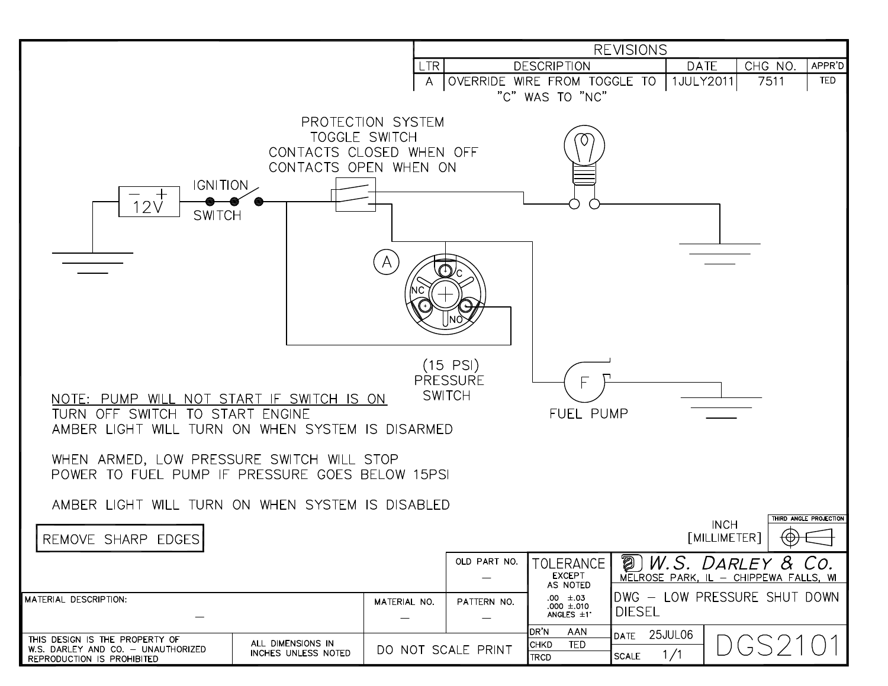## REVISIONS

| LTR | DESCRIPTION | DATE | CHG NO. | APPR'D |
|---|---|---|---|---|
| A | OVERRIDE WIRE FROM TOGGLE TO "C" WAS TO "NC" | 1JULY2011 | 7511 | TED |

PROTECTION SYSTEM
TOGGLE SWITCH
CONTACTS CLOSED WHEN OFF
CONTACTS OPEN WHEN ON

12V

IGNITION SWITCH

A

C

NC

NO

(15 PSI)
PRESSURE
SWITCH

F

FUEL PUMP

NOTE: PUMP WILL NOT START IF SWITCH IS ON
TURN OFF SWITCH TO START ENGINE
AMBER LIGHT WILL TURN ON WHEN SYSTEM IS DISARMED

WHEN ARMED, LOW PRESSURE SWITCH WILL STOP
POWER TO FUEL PUMP IF PRESSURE GOES BELOW 15PSI

AMBER LIGHT WILL TURN ON WHEN SYSTEM IS DISABLED

REMOVE SHARP EDGES

INCH
[MILLIMETER]

THIRD ANGLE PROJECTION

| | | | |
|---|---|---|---|
| MATERIAL DESCRIPTION: — | MATERIAL NO. — | OLD PART NO. — | PATTERN NO. — |
| THIS DESIGN IS THE PROPERTY OF W.S. DARLEY AND CO. – UNAUTHORIZED REPRODUCTION IS PROHIBITED | ALL DIMENSIONS IN INCHES UNLESS NOTED | DO NOT SCALE PRINT | |

TOLERANCE
EXCEPT AS NOTED
.00 ±.03
.000 ±.010
ANGLES ±1°

| | |
|---|---|
| DR'N | AAN |
| CHKD | TED |
| TRCD | |

W.S. DARLEY & Co.
MELROSE PARK, IL – CHIPPEWA FALLS, WI

DWG – LOW PRESSURE SHUT DOWN DIESEL

DATE 25JUL06

SCALE 1/1

DGS2101